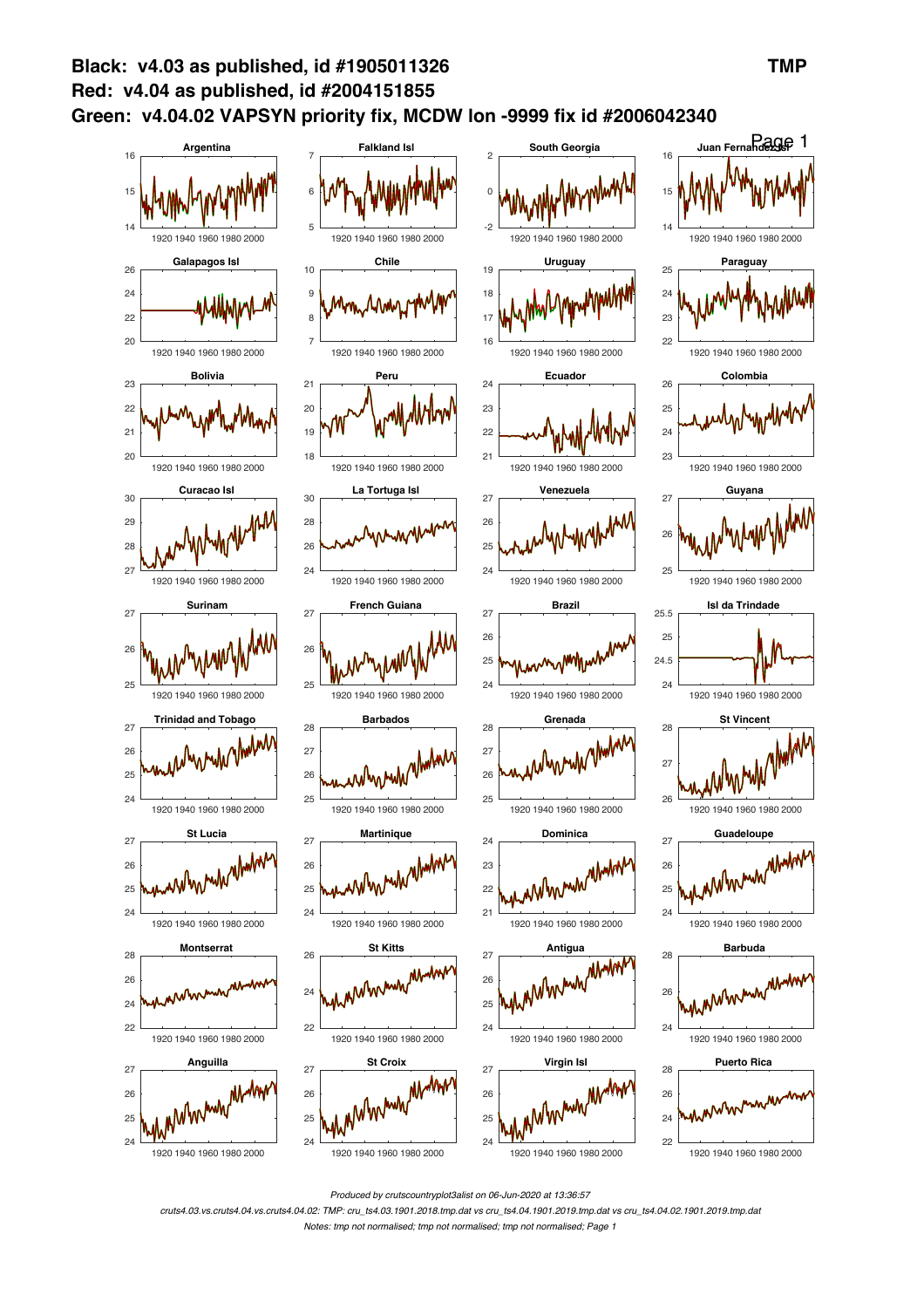# Black: v4.03 as published, id #1905011326

# Red: v4.04 as published, id #2004151855

# Green: v4.04.02 VAPSYN priority fix, MCDW lon -9999 fix id #2006042340

TMP

Argentina | Falkland Isl | South Georgia | Juan Fernandez Isl

Galapagos Isl | Chile | Uruguay | Paraguay

Bolivia | Peru | Ecuador | Colombia

Curacao Isl | La Tortuga Isl | Venezuela | Guyana

Surinam | French Guiana | Brazil | Isl da Trindade

Trinidad and Tobago | Barbados | Grenada | St Vincent

St Lucia | Martinique | Dominica | Guadeloupe

Montserrat | St Kitts | Antigua | Barbuda

Anguilla | St Croix | Virgin Isl | Puerto Rica

*Produced by crutscountryplot3alist on 06-Jun-2020 at 13:36:57*

*cruts4.03.vs.cruts4.04.vs.cruts4.04.02: TMP: cru_ts4.03.1901.2018.tmp.dat vs cru_ts4.04.1901.2019.tmp.dat vs cru_ts4.04.02.1901.2019.tmp.dat*

*Notes: tmp not normalised; tmp not normalised; tmp not normalised; Page 1*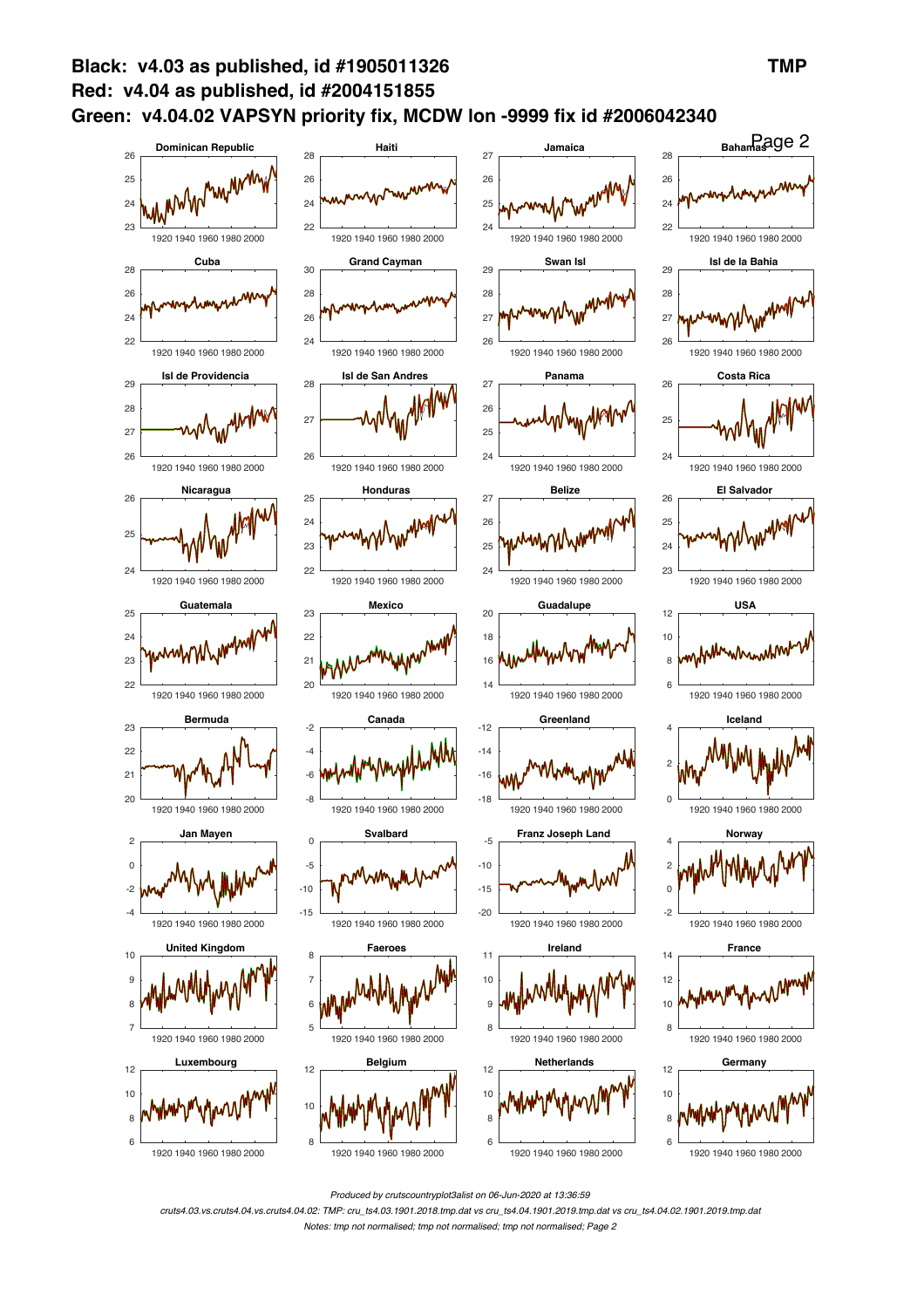**Black: v4.03 as published, id #1905011326** **TMP**

**Red: v4.04 as published, id #2004151855**

**Green: v4.04.02 VAPSYN priority fix, MCDW lon -9999 fix id #2006042340**

Page 2

*Produced by crutscountryplot3alist on 06-Jun-2020 at 13:36:59*

*cruts4.03.vs.cruts4.04.vs.cruts4.04.02: TMP: cru_ts4.03.1901.2018.tmp.dat vs cru_ts4.04.1901.2019.tmp.dat vs cru_ts4.04.02.1901.2019.tmp.dat*

*Notes: tmp not normalised; tmp not normalised; tmp not normalised; Page 2*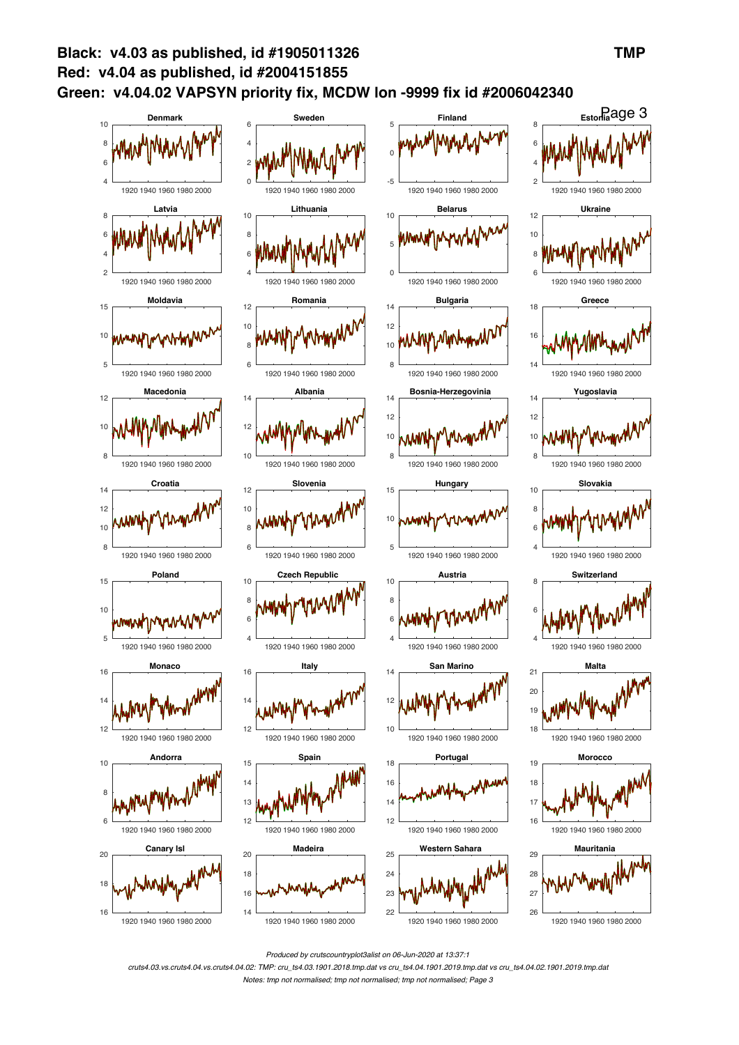**Black: v4.03 as published, id #1905011326** **TMP**

**Red: v4.04 as published, id #2004151855**

**Green: v4.04.02 VAPSYN priority fix, MCDW lon -9999 fix id #2006042340**

Denmark | Sweden | Finland | Estonia

Latvia | Lithuania | Belarus | Ukraine

Moldavia | Romania | Bulgaria | Greece

Macedonia | Albania | Bosnia-Herzegovinia | Yugoslavia

Croatia | Slovenia | Hungary | Slovakia

Poland | Czech Republic | Austria | Switzerland

Monaco | Italy | San Marino | Malta

Andorra | Spain | Portugal | Morocco

Canary Isl | Madeira | Western Sahara | Mauritania

*Produced by crutscountryplot3alist on 06-Jun-2020 at 13:37:1*

*cruts4.03.vs.cruts4.04.vs.cruts4.04.02: TMP: cru_ts4.03.1901.2018.tmp.dat vs cru_ts4.04.1901.2019.tmp.dat vs cru_ts4.04.02.1901.2019.tmp.dat*

*Notes: tmp not normalised; tmp not normalised; tmp not normalised; Page 3*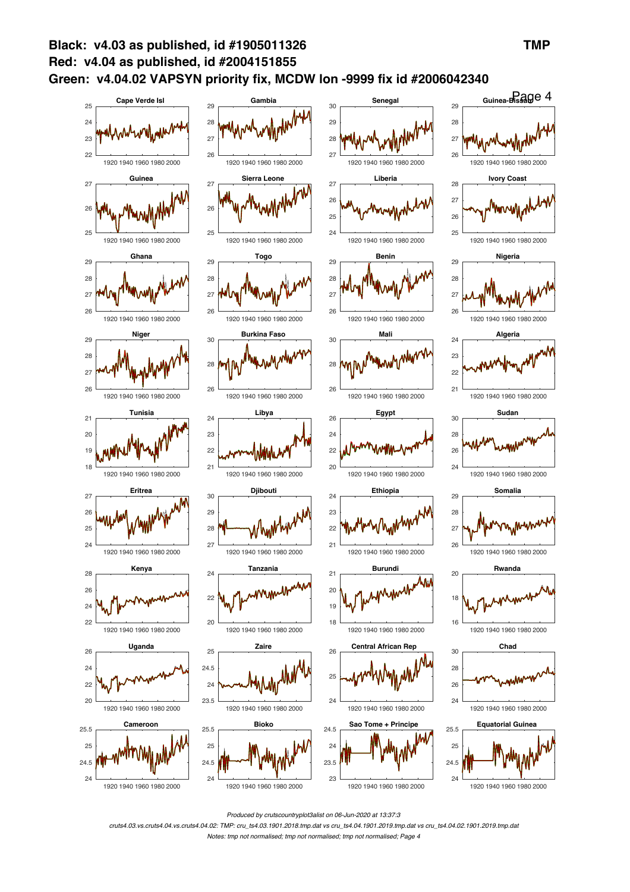**Black: v4.03 as published, id #1905011326**

**Red: v4.04 as published, id #2004151855**

**Green: v4.04.02 VAPSYN priority fix, MCDW lon -9999 fix id #2006042340**

**TMP**

Cape Verde Isl | Gambia | Senegal | Guinea-Bissau

Guinea | Sierra Leone | Liberia | Ivory Coast

Ghana | Togo | Benin | Nigeria

Niger | Burkina Faso | Mali | Algeria

Tunisia | Libya | Egypt | Sudan

Eritrea | Djibouti | Ethiopia | Somalia

Kenya | Tanzania | Burundi | Rwanda

Uganda | Zaire | Central African Rep | Chad

Cameroon | Bioko | Sao Tome + Principe | Equatorial Guinea

*Produced by cruscountryplot3alist on 06-Jun-2020 at 13:37:3*

*cruts4.03.vs.cruts4.04.vs.cruts4.04.02: TMP: cru_ts4.03.1901.2018.tmp.dat vs cru_ts4.04.1901.2019.tmp.dat vs cru_ts4.04.02.1901.2019.tmp.dat*

*Notes: tmp not normalised; tmp not normalised; tmp not normalised; Page 4*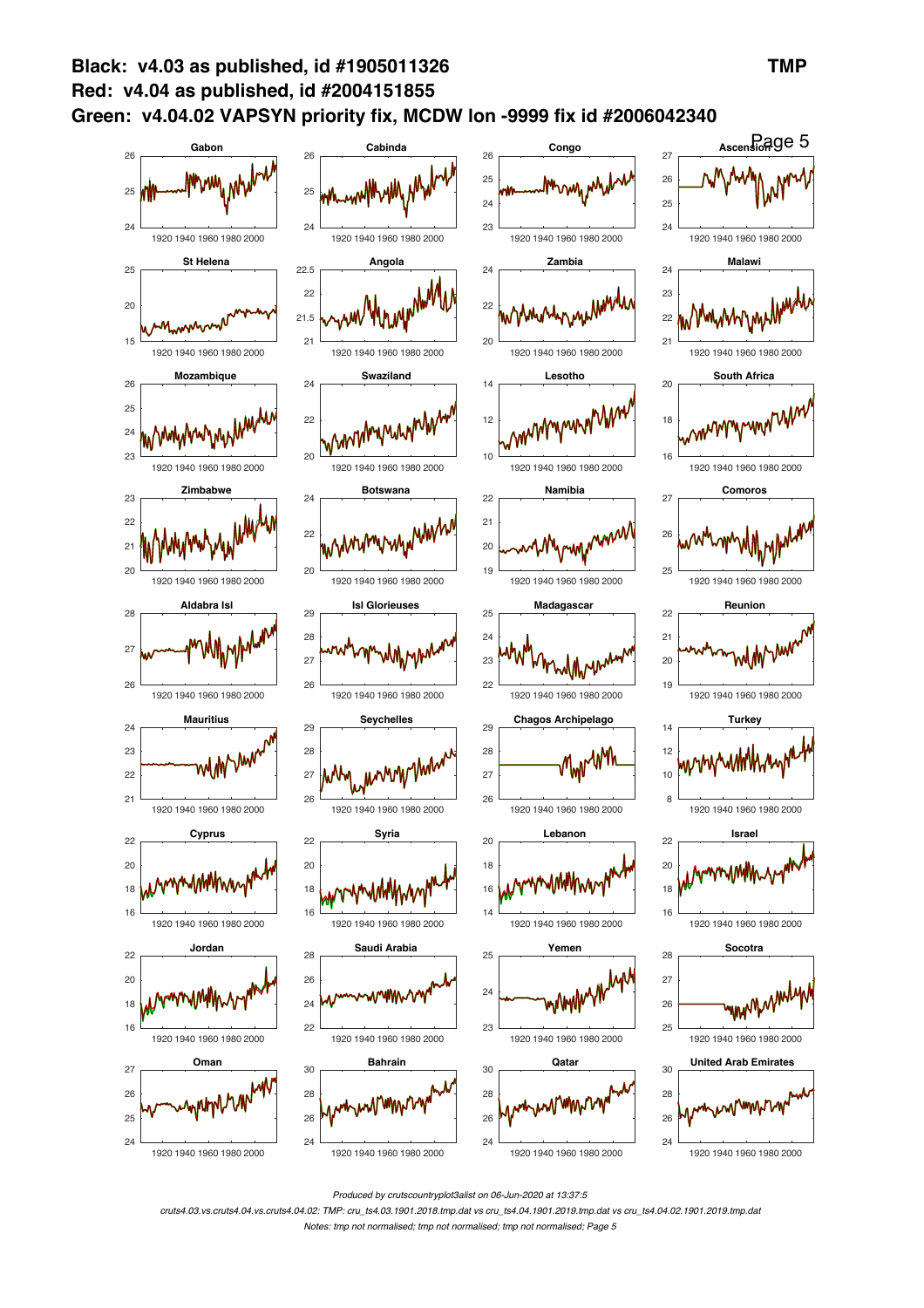**Black: v4.03 as published, id #1905011326**

**Red: v4.04 as published, id #2004151855**

**Green: v4.04.02 VAPSYN priority fix, MCDW lon -9999 fix id #2006042340**

**TMP**

Gabon | Cabinda | Congo | Ascension

St Helena | Angola | Zambia | Malawi

Mozambique | Swaziland | Lesotho | South Africa

Zimbabwe | Botswana | Namibia | Comoros

Aldabra Isl | Isl Glorieuses | Madagascar | Reunion

Mauritius | Seychelles | Chagos Archipelago | Turkey

Cyprus | Syria | Lebanon | Israel

Jordan | Saudi Arabia | Yemen | Socotra

Oman | Bahrain | Qatar | United Arab Emirates

*Produced by crutscountryplot3alist on 06-Jun-2020 at 13:37:5*

*cruts4.03.vs.cruts4.04.vs.cruts4.04.02: TMP: cru_ts4.03.1901.2018.tmp.dat vs cru_ts4.04.1901.2019.tmp.dat vs cru_ts4.04.02.1901.2019.tmp.dat*

*Notes: tmp not normalised; tmp not normalised; tmp not normalised; Page 5*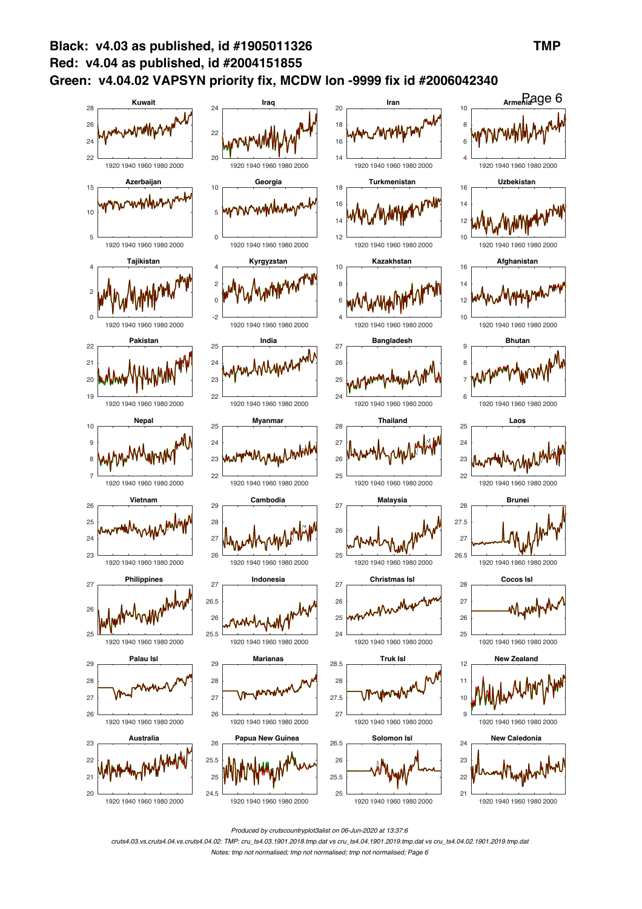**Black: v4.03 as published, id #1905011326**

**Red: v4.04 as published, id #2004151855**

**Green: v4.04.02 VAPSYN priority fix, MCDW lon -9999 fix id #2006042340**

**TMP**

Kuwait, Iraq, Iran, Armenia, Azerbaijan, Georgia, Turkmenistan, Uzbekistan, Tajikistan, Kyrgyzstan, Kazakhstan, Afghanistan, Pakistan, India, Bangladesh, Bhutan, Nepal, Myanmar, Thailand, Laos, Vietnam, Cambodia, Malaysia, Brunei, Philippines, Indonesia, Christmas Isl, Cocos Isl, Palau Isl, Marianas, Truk Isl, New Zealand, Australia, Papua New Guinea, Solomon Isl, New Caledonia

*Produced by crutscountryplot3alist on 06-Jun-2020 at 13:37:6*

*cruts4.03.vs.cruts4.04.vs.cruts4.04.02: TMP: cru_ts4.03.1901.2018.tmp.dat vs cru_ts4.04.1901.2019.tmp.dat vs cru_ts4.04.02.1901.2019.tmp.dat*

*Notes: tmp not normalised; tmp not normalised; tmp not normalised; Page 6*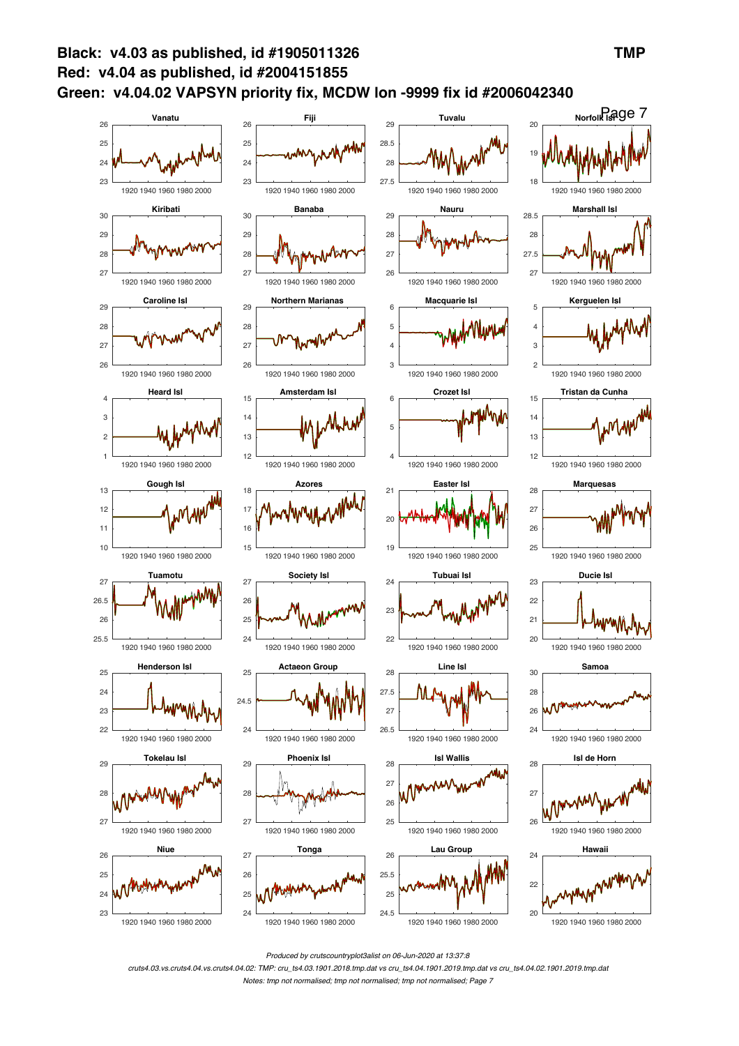**Black: v4.03 as published, id #1905011326**

**Red: v4.04 as published, id #2004151855**

**Green: v4.04.02 VAPSYN priority fix, MCDW lon -9999 fix id #2006042340**

**TMP**

Vanatu, Fiji, Tuvalu, Norfolk Isl, Kiribati, Banaba, Nauru, Marshall Isl, Caroline Isl, Northern Marianas, Macquarie Isl, Kerguelen Isl, Heard Isl, Amsterdam Isl, Crozet Isl, Tristan da Cunha, Gough Isl, Azores, Easter Isl, Marquesas, Tuamotu, Society Isl, Tubuai Isl, Ducie Isl, Henderson Isl, Actaeon Group, Line Isl, Samoa, Tokelau Isl, Phoenix Isl, Isl Wallis, Isl de Horn, Niue, Tonga, Lau Group, Hawaii

*Produced by crutscountryplot3alist on 06-Jun-2020 at 13:37:8*

*cruts4.03.vs.cruts4.04.vs.cruts4.04.02: TMP: cru_ts4.03.1901.2018.tmp.dat vs cru_ts4.04.1901.2019.tmp.dat vs cru_ts4.04.02.1901.2019.tmp.dat*

*Notes: tmp not normalised; tmp not normalised; tmp not normalised; Page 7*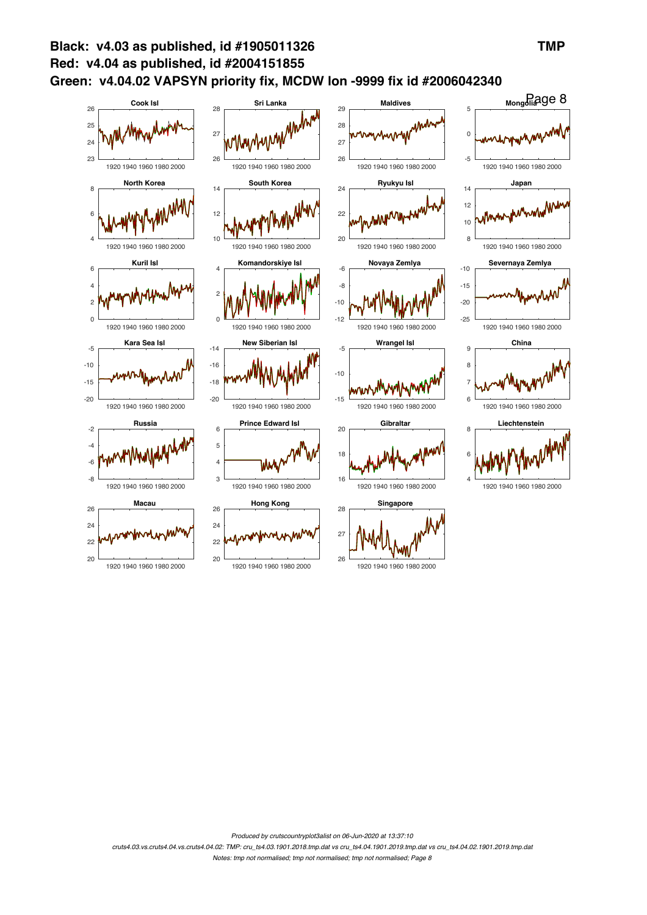**Black: v4.03 as published, id #1905011326** **TMP**

**Red: v4.04 as published, id #2004151855**

**Green: v4.04.02 VAPSYN priority fix, MCDW lon -9999 fix id #2006042340**

Cook Isl
26
25
24
23
1920 1940 1960 1980 2000

Sri Lanka
28
27
26
1920 1940 1960 1980 2000

Maldives
29
28
27
26
1920 1940 1960 1980 2000

Mongolia
5
0
-5
1920 1940 1960 1980 2000

North Korea
8
6
4
1920 1940 1960 1980 2000

South Korea
14
12
10
1920 1940 1960 1980 2000

Ryukyu Isl
24
22
20
1920 1940 1960 1980 2000

Japan
14
12
10
8
1920 1940 1960 1980 2000

Kuril Isl
6
4
2
0
1920 1940 1960 1980 2000

Komandorskiye Isl
4
2
0
1920 1940 1960 1980 2000

Novaya Zemlya
-6
-8
-10
-12
1920 1940 1960 1980 2000

Severnaya Zemlya
-10
-15
-20
-25
1920 1940 1960 1980 2000

Kara Sea Isl
-5
-10
-15
-20
1920 1940 1960 1980 2000

New Siberian Isl
-14
-16
-18
-20
1920 1940 1960 1980 2000

Wrangel Isl
-5
-10
-15
1920 1940 1960 1980 2000

China
9
8
7
6
1920 1940 1960 1980 2000

Russia
-2
-4
-6
-8
1920 1940 1960 1980 2000

Prince Edward Isl
6
5
4
3
1920 1940 1960 1980 2000

Gibraltar
20
18
16
1920 1940 1960 1980 2000

Liechtenstein
8
6
4
1920 1940 1960 1980 2000

Macau
26
24
22
20
1920 1940 1960 1980 2000

Hong Kong
26
24
22
20
1920 1940 1960 1980 2000

Singapore
28
27
26
1920 1940 1960 1980 2000

*Produced by crutscountryplot3alist on 06-Jun-2020 at 13:37:10*

*cruts4.03.vs.cruts4.04.vs.cruts4.04.02: TMP: cru_ts4.03.1901.2018.tmp.dat vs cru_ts4.04.1901.2019.tmp.dat vs cru_ts4.04.02.1901.2019.tmp.dat*

*Notes: tmp not normalised; tmp not normalised; tmp not normalised; Page 8*